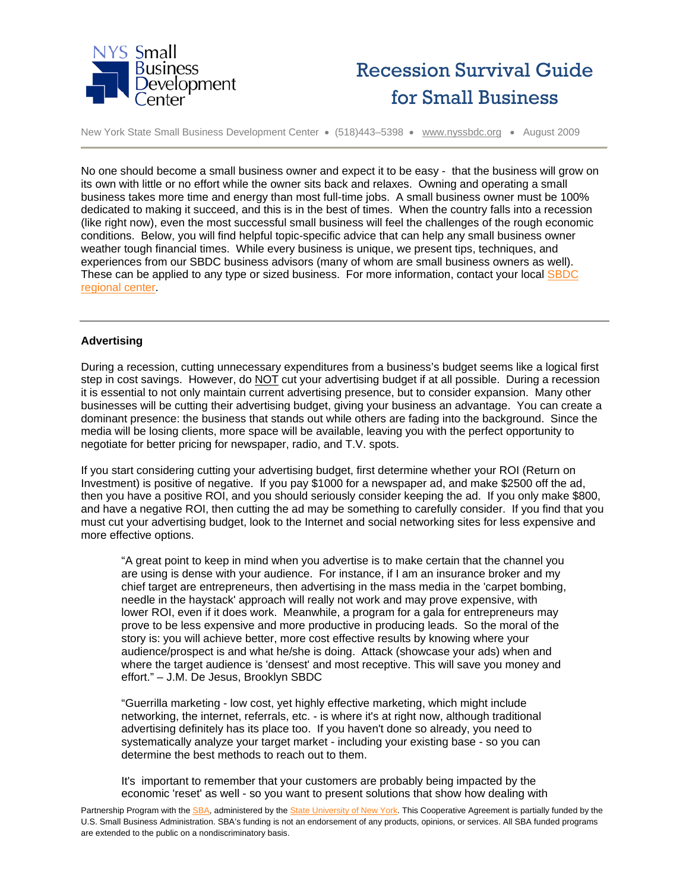NYS Small Business Development Center

# Recession Survival Guide for Small Business

New York State Small Business Development Center • (518)443–5398 • www.nyssbdc.org • August 2009

---

No one should become a small business owner and expect it to be easy - that the business will grow on its own with little or no effort while the owner sits back and relaxes. Owning and operating a small business takes more time and energy than most full-time jobs. A small business owner must be 100% dedicated to making it succeed, and this is in the best of times. When the country falls into a recession (like right now), even the most successful small business will feel the challenges of the rough economic conditions. Below, you will find helpful topic-specific advice that can help any small business owner weather tough financial times. While every business is unique, we present tips, techniques, and experiences from our SBDC business advisors (many of whom are small business owners as well). These can be applied to any type or sized business. For more information, contact your local SBDC regional center.

---

## Advertising

During a recession, cutting unnecessary expenditures from a business's budget seems like a logical first step in cost savings. However, do NOT cut your advertising budget if at all possible. During a recession it is essential to not only maintain current advertising presence, but to consider expansion. Many other businesses will be cutting their advertising budget, giving your business an advantage. You can create a dominant presence: the business that stands out while others are fading into the background. Since the media will be losing clients, more space will be available, leaving you with the perfect opportunity to negotiate for better pricing for newspaper, radio, and T.V. spots.

If you start considering cutting your advertising budget, first determine whether your ROI (Return on Investment) is positive of negative. If you pay $1000 for a newspaper ad, and make $2500 off the ad, then you have a positive ROI, and you should seriously consider keeping the ad. If you only make $800, and have a negative ROI, then cutting the ad may be something to carefully consider. If you find that you must cut your advertising budget, look to the Internet and social networking sites for less expensive and more effective options.

> "A great point to keep in mind when you advertise is to make certain that the channel you are using is dense with your audience. For instance, if I am an insurance broker and my chief target are entrepreneurs, then advertising in the mass media in the 'carpet bombing, needle in the haystack' approach will really not work and may prove expensive, with lower ROI, even if it does work. Meanwhile, a program for a gala for entrepreneurs may prove to be less expensive and more productive in producing leads. So the moral of the story is: you will achieve better, more cost effective results by knowing where your audience/prospect is and what he/she is doing. Attack (showcase your ads) when and where the target audience is 'densest' and most receptive. This will save you money and effort." – J.M. De Jesus, Brooklyn SBDC

> "Guerrilla marketing - low cost, yet highly effective marketing, which might include networking, the internet, referrals, etc. - is where it's at right now, although traditional advertising definitely has its place too. If you haven't done so already, you need to systematically analyze your target market - including your existing base - so you can determine the best methods to reach out to them.
>
> It's important to remember that your customers are probably being impacted by the economic 'reset' as well - so you want to present solutions that show how dealing with

Partnership Program with the SBA, administered by the State University of New York. This Cooperative Agreement is partially funded by the U.S. Small Business Administration. SBA's funding is not an endorsement of any products, opinions, or services. All SBA funded programs are extended to the public on a nondiscriminatory basis.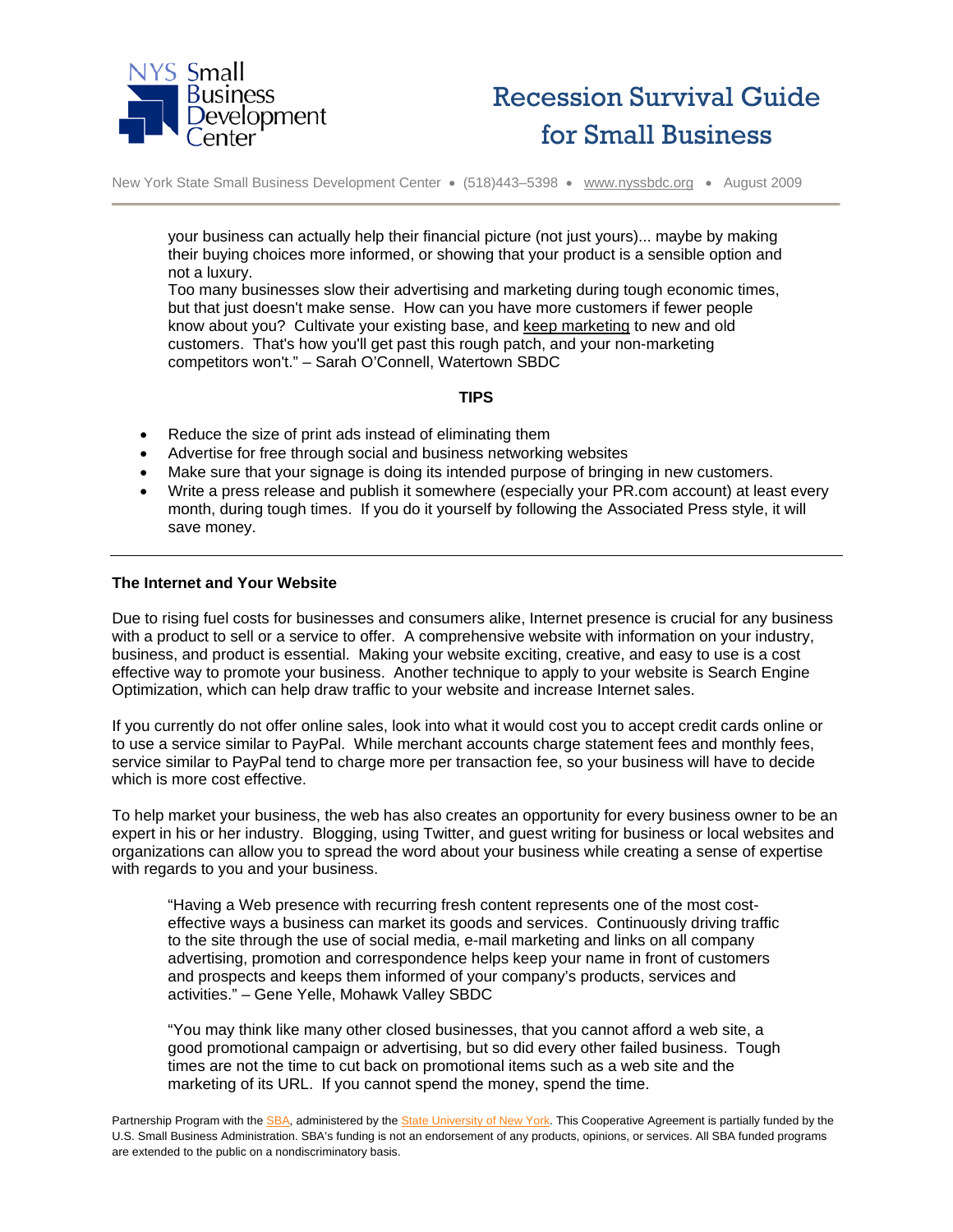your business can actually help their financial picture (not just yours)... maybe by making their buying choices more informed, or showing that your product is a sensible option and not a luxury.

Too many businesses slow their advertising and marketing during tough economic times, but that just doesn't make sense. How can you have more customers if fewer people know about you? Cultivate your existing base, and keep marketing to new and old customers. That's how you'll get past this rough patch, and your non-marketing competitors won't." – Sarah O'Connell, Watertown SBDC

**TIPS**

- Reduce the size of print ads instead of eliminating them
- Advertise for free through social and business networking websites
- Make sure that your signage is doing its intended purpose of bringing in new customers.
- Write a press release and publish it somewhere (especially your PR.com account) at least every month, during tough times. If you do it yourself by following the Associated Press style, it will save money.

---

**The Internet and Your Website**

Due to rising fuel costs for businesses and consumers alike, Internet presence is crucial for any business with a product to sell or a service to offer. A comprehensive website with information on your industry, business, and product is essential. Making your website exciting, creative, and easy to use is a cost effective way to promote your business. Another technique to apply to your website is Search Engine Optimization, which can help draw traffic to your website and increase Internet sales.

If you currently do not offer online sales, look into what it would cost you to accept credit cards online or to use a service similar to PayPal. While merchant accounts charge statement fees and monthly fees, service similar to PayPal tend to charge more per transaction fee, so your business will have to decide which is more cost effective.

To help market your business, the web has also creates an opportunity for every business owner to be an expert in his or her industry. Blogging, using Twitter, and guest writing for business or local websites and organizations can allow you to spread the word about your business while creating a sense of expertise with regards to you and your business.

> "Having a Web presence with recurring fresh content represents one of the most cost-effective ways a business can market its goods and services. Continuously driving traffic to the site through the use of social media, e-mail marketing and links on all company advertising, promotion and correspondence helps keep your name in front of customers and prospects and keeps them informed of your company's products, services and activities." – Gene Yelle, Mohawk Valley SBDC

> "You may think like many other closed businesses, that you cannot afford a web site, a good promotional campaign or advertising, but so did every other failed business. Tough times are not the time to cut back on promotional items such as a web site and the marketing of its URL. If you cannot spend the money, spend the time.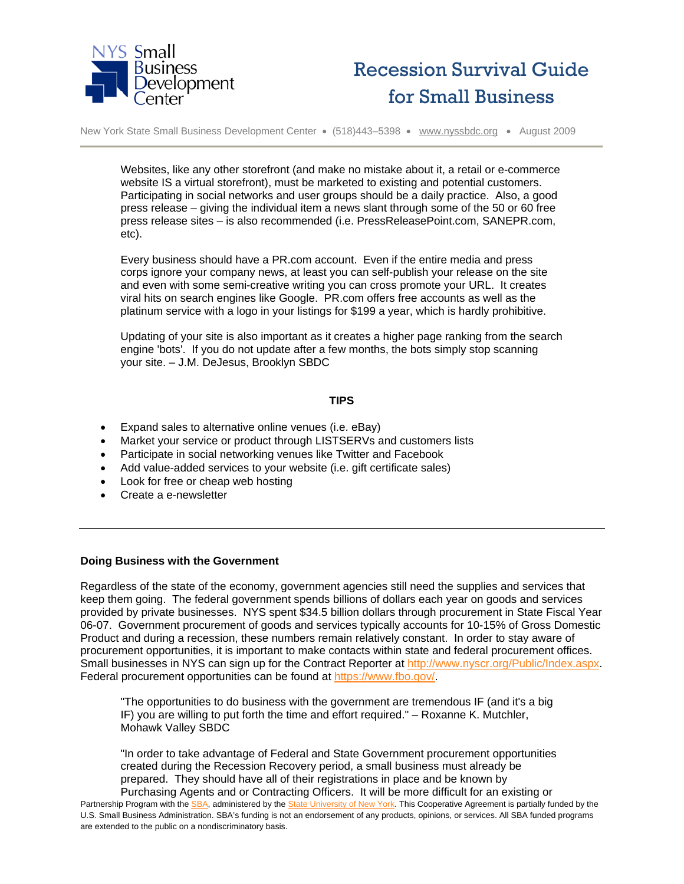Websites, like any other storefront (and make no mistake about it, a retail or e-commerce website IS a virtual storefront), must be marketed to existing and potential customers. Participating in social networks and user groups should be a daily practice. Also, a good press release – giving the individual item a news slant through some of the 50 or 60 free press release sites – is also recommended (i.e. PressReleasePoint.com, SANEPR.com, etc).

Every business should have a PR.com account. Even if the entire media and press corps ignore your company news, at least you can self-publish your release on the site and even with some semi-creative writing you can cross promote your URL. It creates viral hits on search engines like Google. PR.com offers free accounts as well as the platinum service with a logo in your listings for $199 a year, which is hardly prohibitive.

Updating of your site is also important as it creates a higher page ranking from the search engine 'bots'. If you do not update after a few months, the bots simply stop scanning your site. – J.M. DeJesus, Brooklyn SBDC

**TIPS**

- Expand sales to alternative online venues (i.e. eBay)
- Market your service or product through LISTSERVs and customers lists
- Participate in social networking venues like Twitter and Facebook
- Add value-added services to your website (i.e. gift certificate sales)
- Look for free or cheap web hosting
- Create a e-newsletter

---

**Doing Business with the Government**

Regardless of the state of the economy, government agencies still need the supplies and services that keep them going. The federal government spends billions of dollars each year on goods and services provided by private businesses. NYS spent $34.5 billion dollars through procurement in State Fiscal Year 06-07. Government procurement of goods and services typically accounts for 10-15% of Gross Domestic Product and during a recession, these numbers remain relatively constant. In order to stay aware of procurement opportunities, it is important to make contacts within state and federal procurement offices. Small businesses in NYS can sign up for the Contract Reporter at http://www.nyscr.org/Public/Index.aspx. Federal procurement opportunities can be found at https://www.fbo.gov/.

"The opportunities to do business with the government are tremendous IF (and it's a big IF) you are willing to put forth the time and effort required." – Roxanne K. Mutchler, Mohawk Valley SBDC

"In order to take advantage of Federal and State Government procurement opportunities created during the Recession Recovery period, a small business must already be prepared. They should have all of their registrations in place and be known by Purchasing Agents and or Contracting Officers. It will be more difficult for an existing or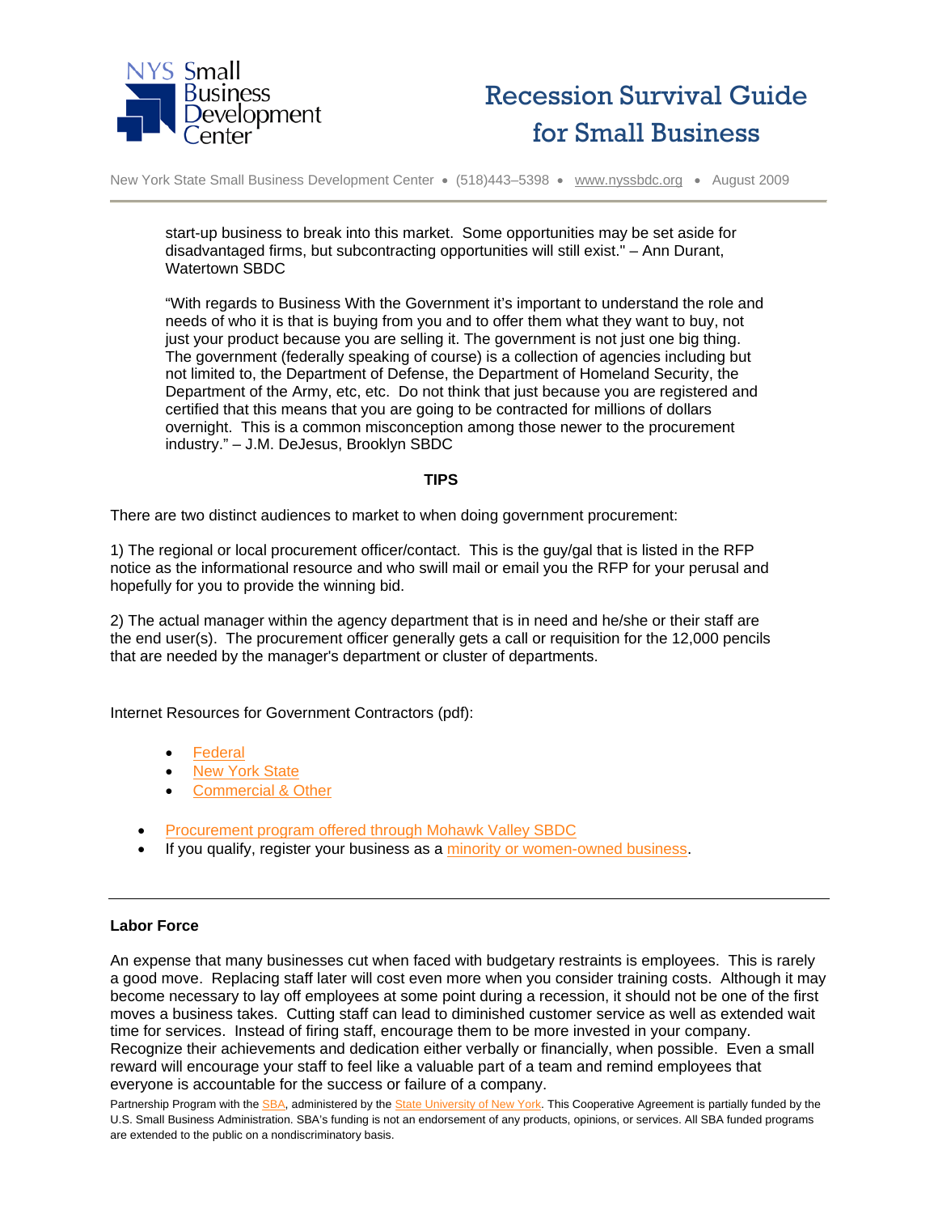start-up business to break into this market. Some opportunities may be set aside for disadvantaged firms, but subcontracting opportunities will still exist." – Ann Durant, Watertown SBDC

"With regards to Business With the Government it's important to understand the role and needs of who it is that is buying from you and to offer them what they want to buy, not just your product because you are selling it. The government is not just one big thing. The government (federally speaking of course) is a collection of agencies including but not limited to, the Department of Defense, the Department of Homeland Security, the Department of the Army, etc, etc. Do not think that just because you are registered and certified that this means that you are going to be contracted for millions of dollars overnight. This is a common misconception among those newer to the procurement industry." – J.M. DeJesus, Brooklyn SBDC

**TIPS**

There are two distinct audiences to market to when doing government procurement:

1) The regional or local procurement officer/contact. This is the guy/gal that is listed in the RFP notice as the informational resource and who swill mail or email you the RFP for your perusal and hopefully for you to provide the winning bid.

2) The actual manager within the agency department that is in need and he/she or their staff are the end user(s). The procurement officer generally gets a call or requisition for the 12,000 pencils that are needed by the manager's department or cluster of departments.

Internet Resources for Government Contractors (pdf):

- Federal
- New York State
- Commercial & Other

- Procurement program offered through Mohawk Valley SBDC
- If you qualify, register your business as a minority or women-owned business.

---

**Labor Force**

An expense that many businesses cut when faced with budgetary restraints is employees. This is rarely a good move. Replacing staff later will cost even more when you consider training costs. Although it may become necessary to lay off employees at some point during a recession, it should not be one of the first moves a business takes. Cutting staff can lead to diminished customer service as well as extended wait time for services. Instead of firing staff, encourage them to be more invested in your company. Recognize their achievements and dedication either verbally or financially, when possible. Even a small reward will encourage your staff to feel like a valuable part of a team and remind employees that everyone is accountable for the success or failure of a company.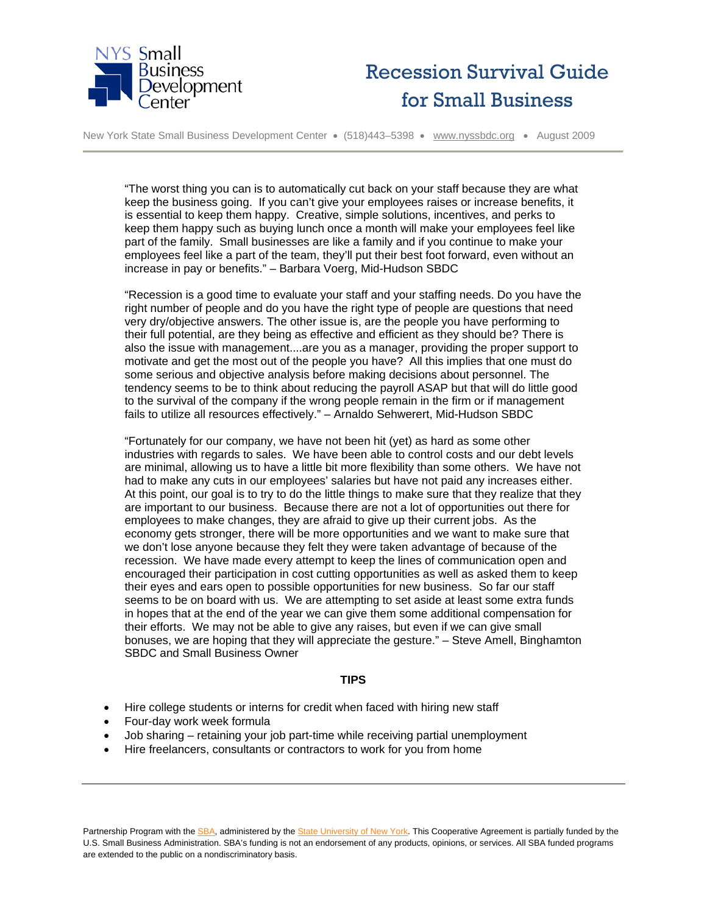"The worst thing you can is to automatically cut back on your staff because they are what keep the business going.  If you can't give your employees raises or increase benefits, it is essential to keep them happy.  Creative, simple solutions, incentives, and perks to keep them happy such as buying lunch once a month will make your employees feel like part of the family.  Small businesses are like a family and if you continue to make your employees feel like a part of the team, they'll put their best foot forward, even without an increase in pay or benefits." – Barbara Voerg, Mid-Hudson SBDC

"Recession is a good time to evaluate your staff and your staffing needs. Do you have the right number of people and do you have the right type of people are questions that need very dry/objective answers. The other issue is, are the people you have performing to their full potential, are they being as effective and efficient as they should be? There is also the issue with management....are you as a manager, providing the proper support to motivate and get the most out of the people you have?  All this implies that one must do some serious and objective analysis before making decisions about personnel. The tendency seems to be to think about reducing the payroll ASAP but that will do little good to the survival of the company if the wrong people remain in the firm or if management fails to utilize all resources effectively." – Arnaldo Sehwerert, Mid-Hudson SBDC

"Fortunately for our company, we have not been hit (yet) as hard as some other industries with regards to sales.  We have been able to control costs and our debt levels are minimal, allowing us to have a little bit more flexibility than some others.  We have not had to make any cuts in our employees' salaries but have not paid any increases either.  At this point, our goal is to try to do the little things to make sure that they realize that they are important to our business.  Because there are not a lot of opportunities out there for employees to make changes, they are afraid to give up their current jobs.  As the economy gets stronger, there will be more opportunities and we want to make sure that we don't lose anyone because they felt they were taken advantage of because of the recession.  We have made every attempt to keep the lines of communication open and encouraged their participation in cost cutting opportunities as well as asked them to keep their eyes and ears open to possible opportunities for new business.  So far our staff seems to be on board with us.  We are attempting to set aside at least some extra funds in hopes that at the end of the year we can give them some additional compensation for their efforts.  We may not be able to give any raises, but even if we can give small bonuses, we are hoping that they will appreciate the gesture." – Steve Amell, Binghamton SBDC and Small Business Owner

**TIPS**

- Hire college students or interns for credit when faced with hiring new staff
- Four-day work week formula
- Job sharing – retaining your job part-time while receiving partial unemployment
- Hire freelancers, consultants or contractors to work for you from home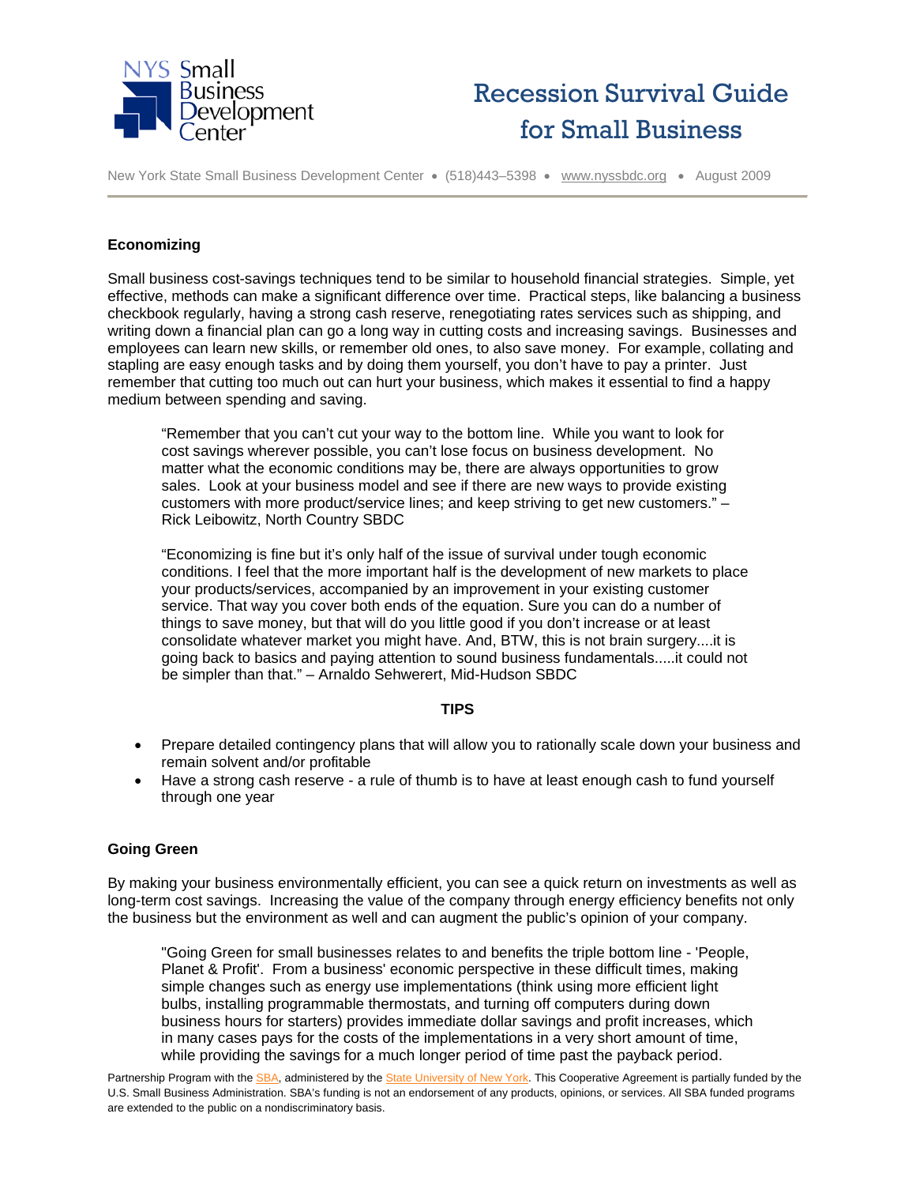## Economizing

Small business cost-savings techniques tend to be similar to household financial strategies. Simple, yet effective, methods can make a significant difference over time. Practical steps, like balancing a business checkbook regularly, having a strong cash reserve, renegotiating rates services such as shipping, and writing down a financial plan can go a long way in cutting costs and increasing savings. Businesses and employees can learn new skills, or remember old ones, to also save money. For example, collating and stapling are easy enough tasks and by doing them yourself, you don't have to pay a printer. Just remember that cutting too much out can hurt your business, which makes it essential to find a happy medium between spending and saving.

> "Remember that you can't cut your way to the bottom line. While you want to look for cost savings wherever possible, you can't lose focus on business development. No matter what the economic conditions may be, there are always opportunities to grow sales. Look at your business model and see if there are new ways to provide existing customers with more product/service lines; and keep striving to get new customers." – Rick Leibowitz, North Country SBDC

> "Economizing is fine but it's only half of the issue of survival under tough economic conditions. I feel that the more important half is the development of new markets to place your products/services, accompanied by an improvement in your existing customer service. That way you cover both ends of the equation. Sure you can do a number of things to save money, but that will do you little good if you don't increase or at least consolidate whatever market you might have. And, BTW, this is not brain surgery....it is going back to basics and paying attention to sound business fundamentals.....it could not be simpler than that." – Arnaldo Sehwerert, Mid-Hudson SBDC

**TIPS**

- Prepare detailed contingency plans that will allow you to rationally scale down your business and remain solvent and/or profitable
- Have a strong cash reserve - a rule of thumb is to have at least enough cash to fund yourself through one year

## Going Green

By making your business environmentally efficient, you can see a quick return on investments as well as long-term cost savings. Increasing the value of the company through energy efficiency benefits not only the business but the environment as well and can augment the public's opinion of your company.

> "Going Green for small businesses relates to and benefits the triple bottom line - 'People, Planet & Profit'. From a business' economic perspective in these difficult times, making simple changes such as energy use implementations (think using more efficient light bulbs, installing programmable thermostats, and turning off computers during down business hours for starters) provides immediate dollar savings and profit increases, which in many cases pays for the costs of the implementations in a very short amount of time, while providing the savings for a much longer period of time past the payback period.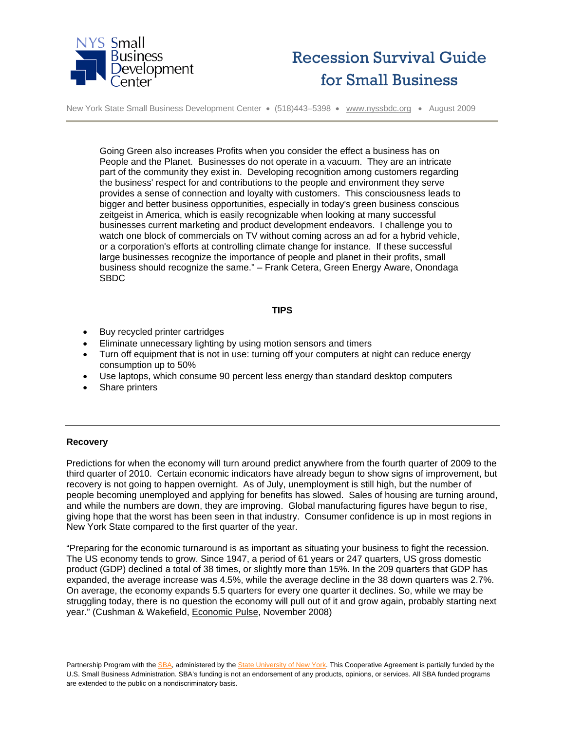Going Green also increases Profits when you consider the effect a business has on People and the Planet. Businesses do not operate in a vacuum. They are an intricate part of the community they exist in. Developing recognition among customers regarding the business' respect for and contributions to the people and environment they serve provides a sense of connection and loyalty with customers. This consciousness leads to bigger and better business opportunities, especially in today's green business conscious zeitgeist in America, which is easily recognizable when looking at many successful businesses current marketing and product development endeavors. I challenge you to watch one block of commercials on TV without coming across an ad for a hybrid vehicle, or a corporation's efforts at controlling climate change for instance. If these successful large businesses recognize the importance of people and planet in their profits, small business should recognize the same." – Frank Cetera, Green Energy Aware, Onondaga SBDC

**TIPS**

- Buy recycled printer cartridges
- Eliminate unnecessary lighting by using motion sensors and timers
- Turn off equipment that is not in use: turning off your computers at night can reduce energy consumption up to 50%
- Use laptops, which consume 90 percent less energy than standard desktop computers
- Share printers

---

**Recovery**

Predictions for when the economy will turn around predict anywhere from the fourth quarter of 2009 to the third quarter of 2010. Certain economic indicators have already begun to show signs of improvement, but recovery is not going to happen overnight. As of July, unemployment is still high, but the number of people becoming unemployed and applying for benefits has slowed. Sales of housing are turning around, and while the numbers are down, they are improving. Global manufacturing figures have begun to rise, giving hope that the worst has been seen in that industry. Consumer confidence is up in most regions in New York State compared to the first quarter of the year.

"Preparing for the economic turnaround is as important as situating your business to fight the recession. The US economy tends to grow. Since 1947, a period of 61 years or 247 quarters, US gross domestic product (GDP) declined a total of 38 times, or slightly more than 15%. In the 209 quarters that GDP has expanded, the average increase was 4.5%, while the average decline in the 38 down quarters was 2.7%. On average, the economy expands 5.5 quarters for every one quarter it declines. So, while we may be struggling today, there is no question the economy will pull out of it and grow again, probably starting next year." (Cushman & Wakefield, Economic Pulse, November 2008)